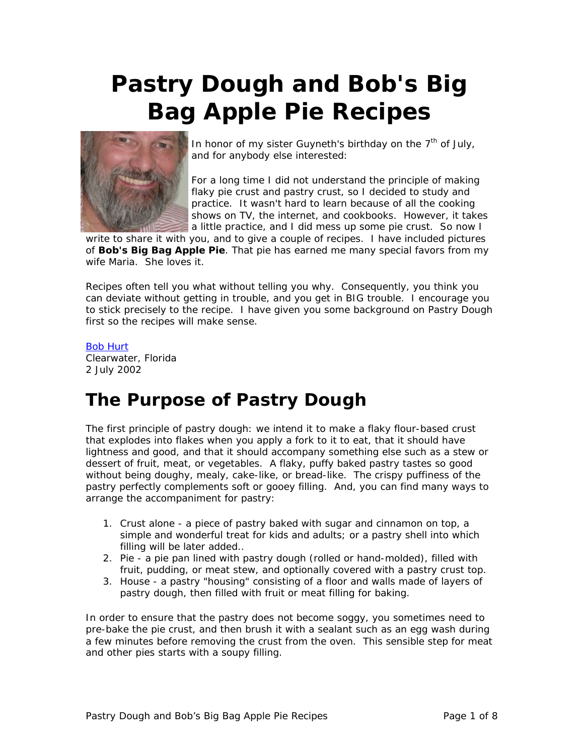# Pastry Dough and Bob's Big Bag Apple Pie Recipes

In honor of my sister Guyneth's birthday on the 7th of July, and for anybody else interested:

For a long time I did not understand the principle of making flaky pie crust and pastry crust, so I decided to study and practice. It wasn't hard to learn because of all the cooking shows on TV, the internet, and cookbooks. However, it takes a little practice, and I did mess up some pie crust. So now I write to share it with you, and to give a couple of recipes. I have included pictures of **Bob's Big Bag Apple Pie**. That pie has earned me many special favors from my wife Maria. She loves it.

Recipes often tell you what without telling you why. Consequently, you think you can deviate without getting in trouble, and you get in BIG trouble. I encourage you to stick precisely to the recipe. I have given you some background on Pastry Dough first so the recipes will make sense.

Bob Hurt
Clearwater, Florida
2 July 2002

## The Purpose of Pastry Dough

The first principle of pastry dough: we intend it to make a flaky flour-based crust that explodes into flakes when you apply a fork to it to eat, that it should have lightness and good, and that it should accompany something else such as a stew or dessert of fruit, meat, or vegetables. A flaky, puffy baked pastry tastes so good without being doughy, mealy, cake-like, or bread-like. The crispy puffiness of the pastry perfectly complements soft or gooey filling. And, you can find many ways to arrange the accompaniment for pastry:

1. Crust alone - a piece of pastry baked with sugar and cinnamon on top, a simple and wonderful treat for kids and adults; or a pastry shell into which filling will be later added..
2. Pie - a pie pan lined with pastry dough (rolled or hand-molded), filled with fruit, pudding, or meat stew, and optionally covered with a pastry crust top.
3. House - a pastry "housing" consisting of a floor and walls made of layers of pastry dough, then filled with fruit or meat filling for baking.

In order to ensure that the pastry does not become soggy, you sometimes need to pre-bake the pie crust, and then brush it with a sealant such as an egg wash during a few minutes before removing the crust from the oven. This sensible step for meat and other pies starts with a soupy filling.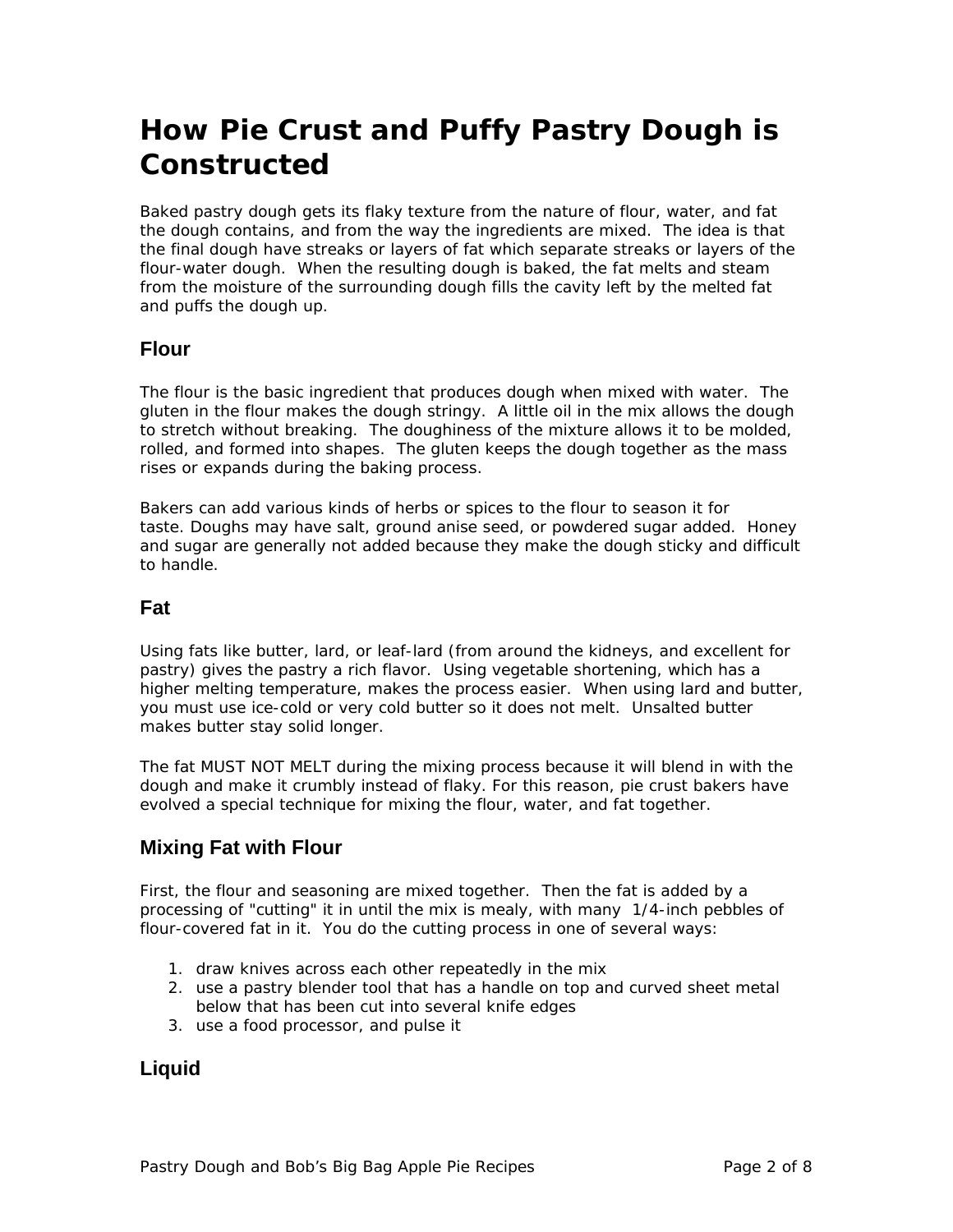# How Pie Crust and Puffy Pastry Dough is Constructed

Baked pastry dough gets its flaky texture from the nature of flour, water, and fat the dough contains, and from the way the ingredients are mixed. The idea is that the final dough have streaks or layers of fat which separate streaks or layers of the flour-water dough. When the resulting dough is baked, the fat melts and steam from the moisture of the surrounding dough fills the cavity left by the melted fat and puffs the dough up.

## Flour

The flour is the basic ingredient that produces dough when mixed with water. The gluten in the flour makes the dough stringy. A little oil in the mix allows the dough to stretch without breaking. The doughiness of the mixture allows it to be molded, rolled, and formed into shapes. The gluten keeps the dough together as the mass rises or expands during the baking process.

Bakers can add various kinds of herbs or spices to the flour to season it for taste. Doughs may have salt, ground anise seed, or powdered sugar added. Honey and sugar are generally not added because they make the dough sticky and difficult to handle.

## Fat

Using fats like butter, lard, or leaf-lard (from around the kidneys, and excellent for pastry) gives the pastry a rich flavor. Using vegetable shortening, which has a higher melting temperature, makes the process easier. When using lard and butter, you must use ice-cold or very cold butter so it does not melt. Unsalted butter makes butter stay solid longer.

The fat MUST NOT MELT during the mixing process because it will blend in with the dough and make it crumbly instead of flaky. For this reason, pie crust bakers have evolved a special technique for mixing the flour, water, and fat together.

## Mixing Fat with Flour

First, the flour and seasoning are mixed together. Then the fat is added by a processing of "cutting" it in until the mix is mealy, with many 1/4-inch pebbles of flour-covered fat in it. You do the cutting process in one of several ways:

1. draw knives across each other repeatedly in the mix
2. use a pastry blender tool that has a handle on top and curved sheet metal below that has been cut into several knife edges
3. use a food processor, and pulse it

## Liquid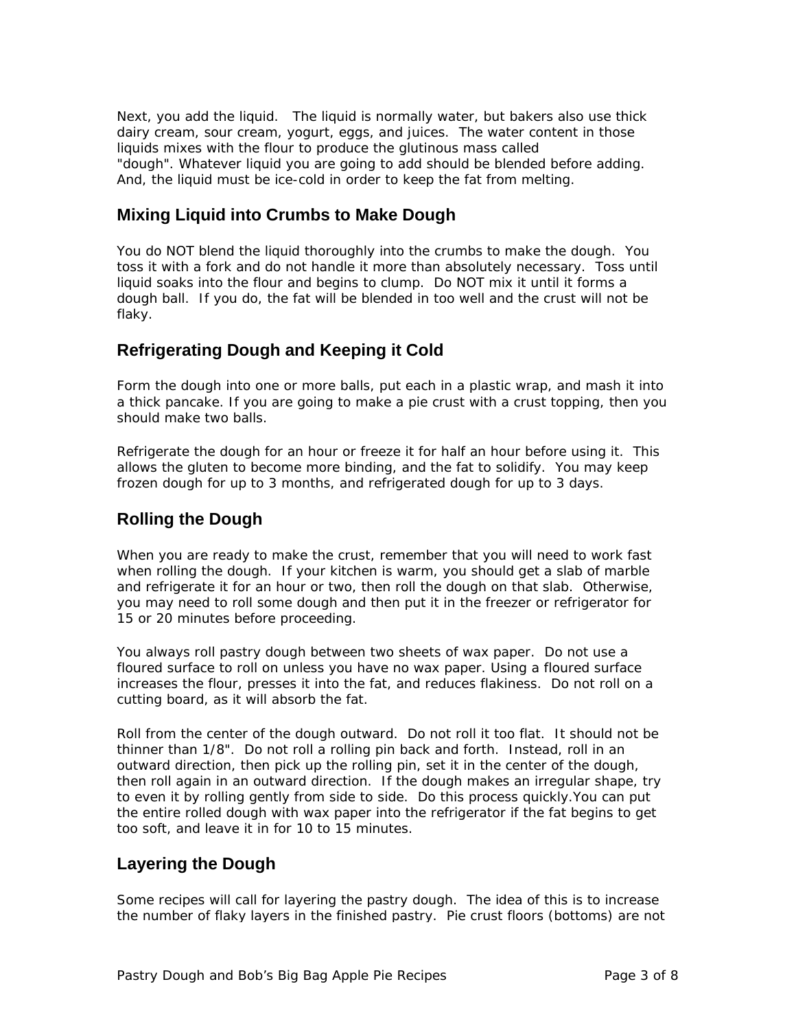Next, you add the liquid. The liquid is normally water, but bakers also use thick dairy cream, sour cream, yogurt, eggs, and juices. The water content in those liquids mixes with the flour to produce the glutinous mass called "dough". Whatever liquid you are going to add should be blended before adding. And, the liquid must be ice-cold in order to keep the fat from melting.

## Mixing Liquid into Crumbs to Make Dough

You do NOT blend the liquid thoroughly into the crumbs to make the dough. You toss it with a fork and do not handle it more than absolutely necessary. Toss until liquid soaks into the flour and begins to clump. Do NOT mix it until it forms a dough ball. If you do, the fat will be blended in too well and the crust will not be flaky.

## Refrigerating Dough and Keeping it Cold

Form the dough into one or more balls, put each in a plastic wrap, and mash it into a thick pancake. If you are going to make a pie crust with a crust topping, then you should make two balls.

Refrigerate the dough for an hour or freeze it for half an hour before using it. This allows the gluten to become more binding, and the fat to solidify. You may keep frozen dough for up to 3 months, and refrigerated dough for up to 3 days.

## Rolling the Dough

When you are ready to make the crust, remember that you will need to work fast when rolling the dough. If your kitchen is warm, you should get a slab of marble and refrigerate it for an hour or two, then roll the dough on that slab. Otherwise, you may need to roll some dough and then put it in the freezer or refrigerator for 15 or 20 minutes before proceeding.

You always roll pastry dough between two sheets of wax paper. Do not use a floured surface to roll on unless you have no wax paper. Using a floured surface increases the flour, presses it into the fat, and reduces flakiness. Do not roll on a cutting board, as it will absorb the fat.

Roll from the center of the dough outward. Do not roll it too flat. It should not be thinner than 1/8". Do not roll a rolling pin back and forth. Instead, roll in an outward direction, then pick up the rolling pin, set it in the center of the dough, then roll again in an outward direction. If the dough makes an irregular shape, try to even it by rolling gently from side to side. Do this process quickly.You can put the entire rolled dough with wax paper into the refrigerator if the fat begins to get too soft, and leave it in for 10 to 15 minutes.

## Layering the Dough

Some recipes will call for layering the pastry dough. The idea of this is to increase the number of flaky layers in the finished pastry. Pie crust floors (bottoms) are not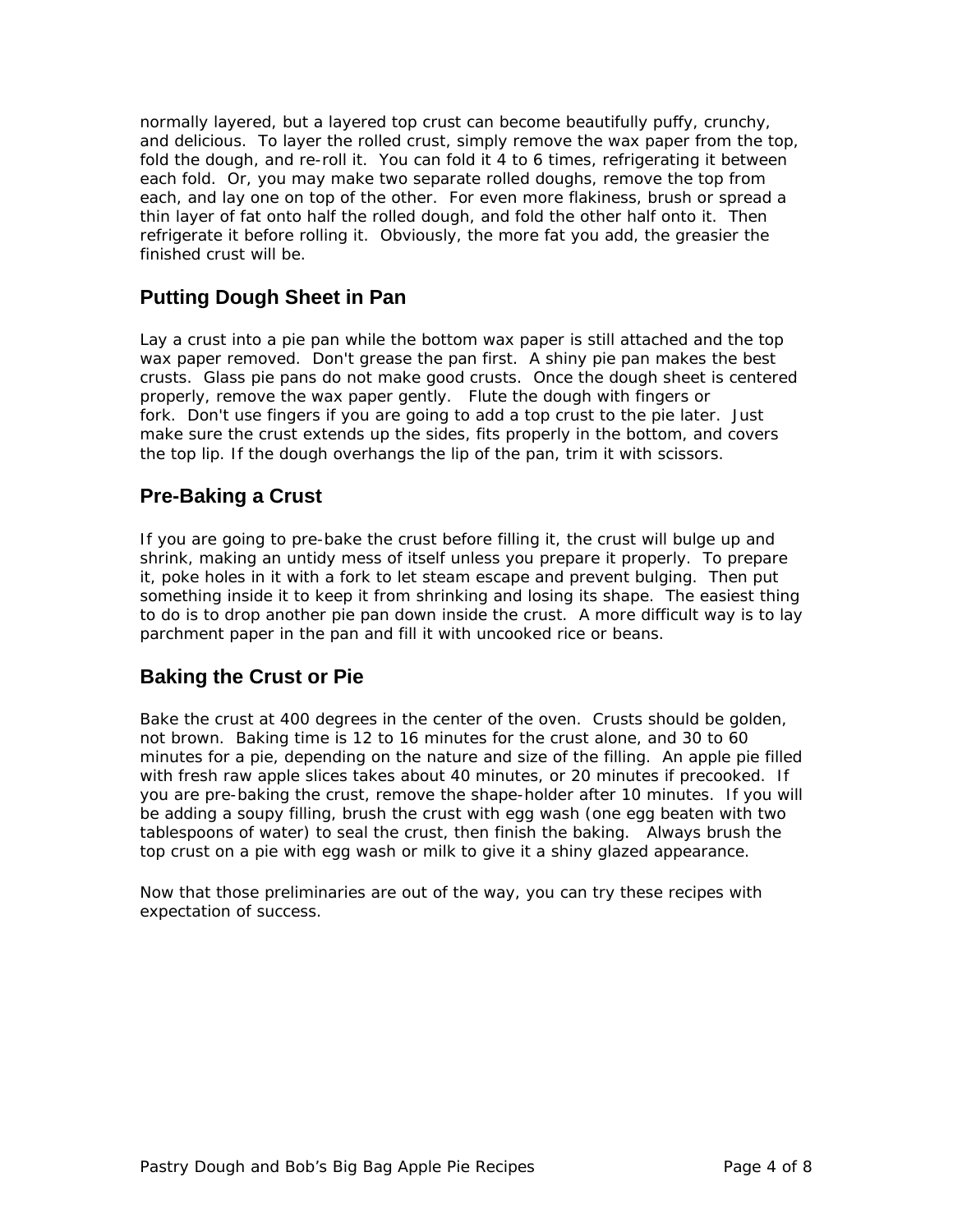normally layered, but a layered top crust can become beautifully puffy, crunchy, and delicious. To layer the rolled crust, simply remove the wax paper from the top, fold the dough, and re-roll it. You can fold it 4 to 6 times, refrigerating it between each fold. Or, you may make two separate rolled doughs, remove the top from each, and lay one on top of the other. For even more flakiness, brush or spread a thin layer of fat onto half the rolled dough, and fold the other half onto it. Then refrigerate it before rolling it. Obviously, the more fat you add, the greasier the finished crust will be.

## Putting Dough Sheet in Pan

Lay a crust into a pie pan while the bottom wax paper is still attached and the top wax paper removed. Don't grease the pan first. A shiny pie pan makes the best crusts. Glass pie pans do not make good crusts. Once the dough sheet is centered properly, remove the wax paper gently. Flute the dough with fingers or fork. Don't use fingers if you are going to add a top crust to the pie later. Just make sure the crust extends up the sides, fits properly in the bottom, and covers the top lip. If the dough overhangs the lip of the pan, trim it with scissors.

## Pre-Baking a Crust

If you are going to pre-bake the crust before filling it, the crust will bulge up and shrink, making an untidy mess of itself unless you prepare it properly. To prepare it, poke holes in it with a fork to let steam escape and prevent bulging. Then put something inside it to keep it from shrinking and losing its shape. The easiest thing to do is to drop another pie pan down inside the crust. A more difficult way is to lay parchment paper in the pan and fill it with uncooked rice or beans.

## Baking the Crust or Pie

Bake the crust at 400 degrees in the center of the oven. Crusts should be golden, not brown. Baking time is 12 to 16 minutes for the crust alone, and 30 to 60 minutes for a pie, depending on the nature and size of the filling. An apple pie filled with fresh raw apple slices takes about 40 minutes, or 20 minutes if precooked. If you are pre-baking the crust, remove the shape-holder after 10 minutes. If you will be adding a soupy filling, brush the crust with egg wash (one egg beaten with two tablespoons of water) to seal the crust, then finish the baking. Always brush the top crust on a pie with egg wash or milk to give it a shiny glazed appearance.

Now that those preliminaries are out of the way, you can try these recipes with expectation of success.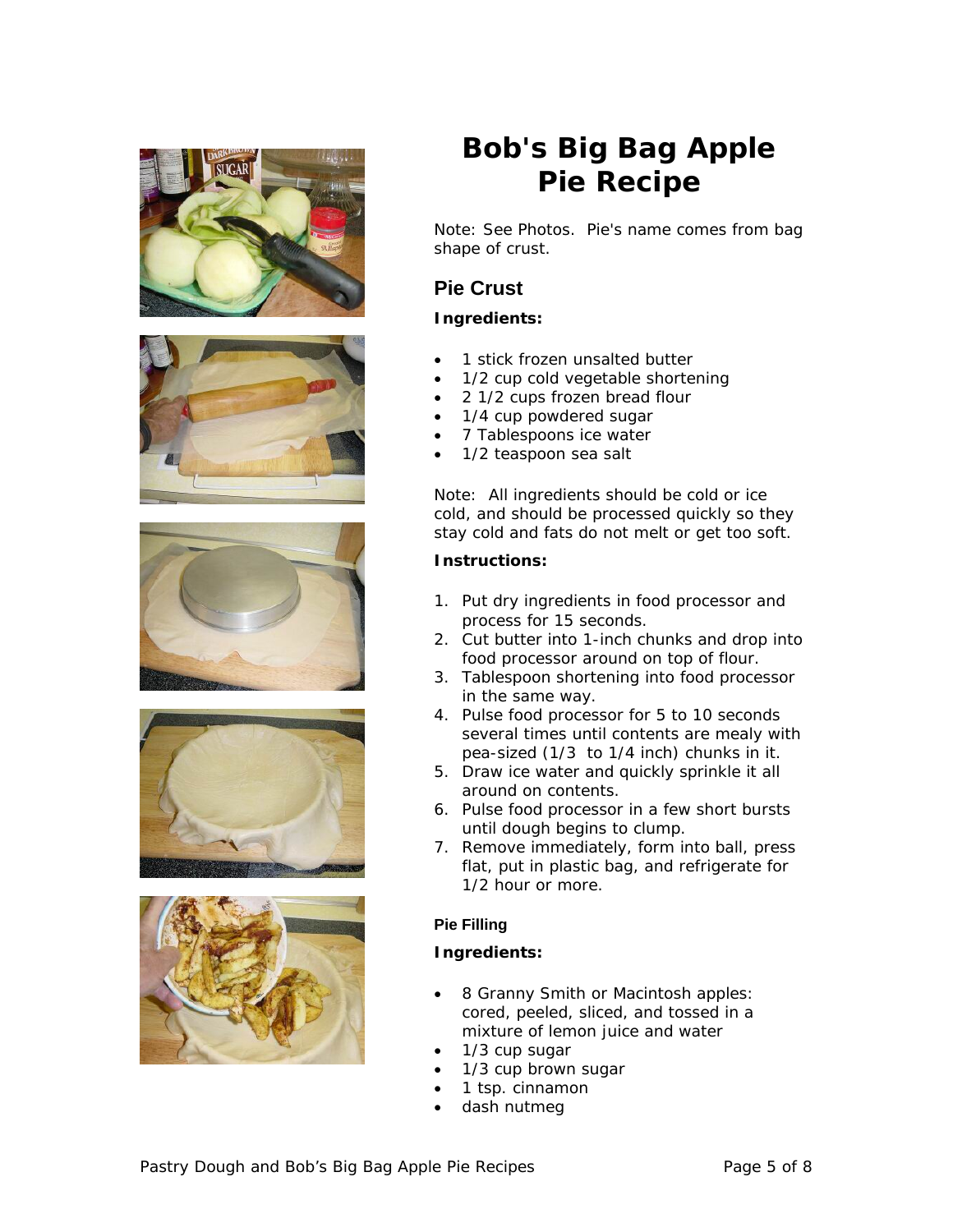# Bob's Big Bag Apple Pie Recipe

Note: See Photos. Pie's name comes from bag shape of crust.

## Pie Crust

**Ingredients:**

- 1 stick frozen unsalted butter
- 1/2 cup cold vegetable shortening
- 2 1/2 cups frozen bread flour
- 1/4 cup powdered sugar
- 7 Tablespoons ice water
- 1/2 teaspoon sea salt

Note: All ingredients should be cold or ice cold, and should be processed quickly so they stay cold and fats do not melt or get too soft.

**Instructions:**

1. Put dry ingredients in food processor and process for 15 seconds.
2. Cut butter into 1-inch chunks and drop into food processor around on top of flour.
3. Tablespoon shortening into food processor in the same way.
4. Pulse food processor for 5 to 10 seconds several times until contents are mealy with pea-sized (1/3 to 1/4 inch) chunks in it.
5. Draw ice water and quickly sprinkle it all around on contents.
6. Pulse food processor in a few short bursts until dough begins to clump.
7. Remove immediately, form into ball, press flat, put in plastic bag, and refrigerate for 1/2 hour or more.

#### Pie Filling

**Ingredients:**

- 8 Granny Smith or Macintosh apples: cored, peeled, sliced, and tossed in a mixture of lemon juice and water
- 1/3 cup sugar
- 1/3 cup brown sugar
- 1 tsp. cinnamon
- dash nutmeg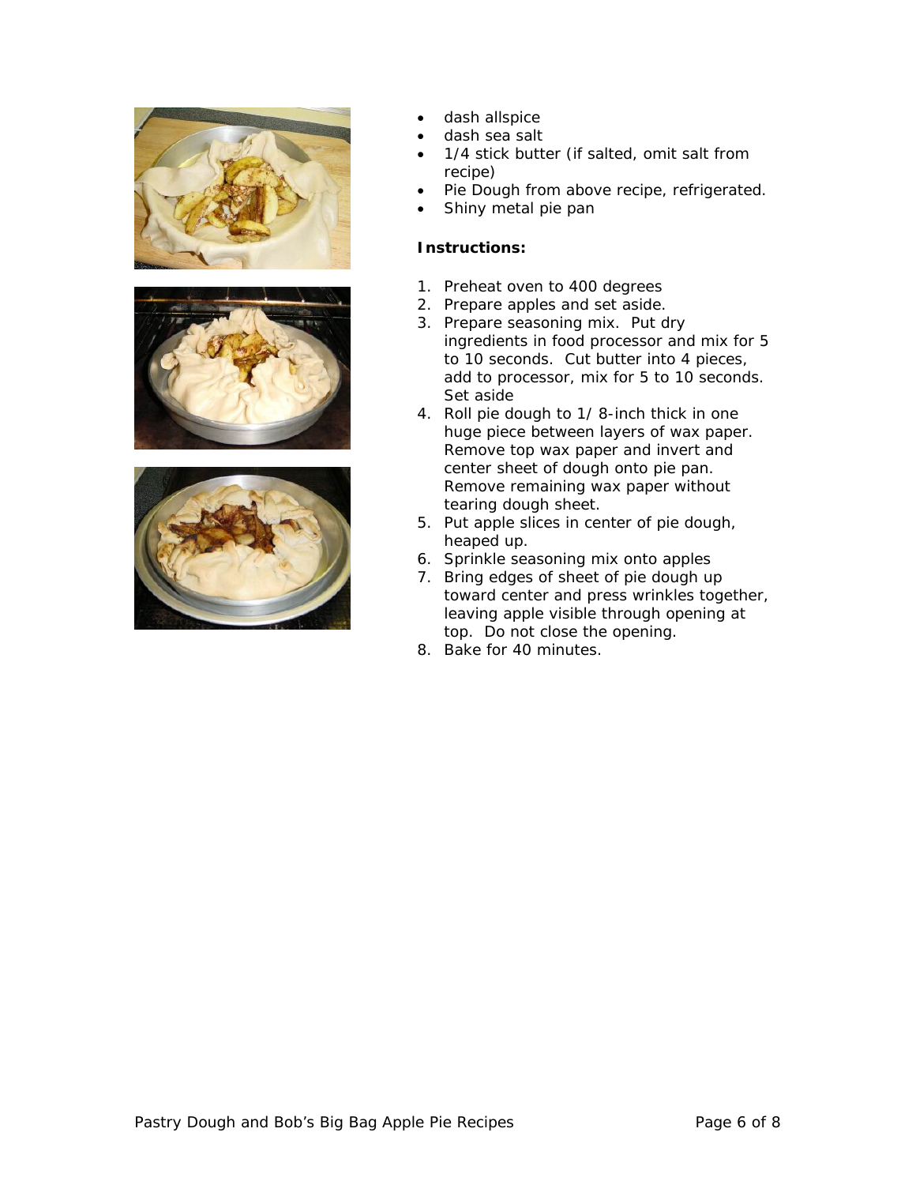- dash allspice
- dash sea salt
- 1/4 stick butter (if salted, omit salt from recipe)
- Pie Dough from above recipe, refrigerated.
- Shiny metal pie pan

**Instructions:**

1. Preheat oven to 400 degrees
2. Prepare apples and set aside.
3. Prepare seasoning mix. Put dry ingredients in food processor and mix for 5 to 10 seconds. Cut butter into 4 pieces, add to processor, mix for 5 to 10 seconds. Set aside
4. Roll pie dough to 1/ 8-inch thick in one huge piece between layers of wax paper. Remove top wax paper and invert and center sheet of dough onto pie pan. Remove remaining wax paper without tearing dough sheet.
5. Put apple slices in center of pie dough, heaped up.
6. Sprinkle seasoning mix onto apples
7. Bring edges of sheet of pie dough up toward center and press wrinkles together, leaving apple visible through opening at top. Do not close the opening.
8. Bake for 40 minutes.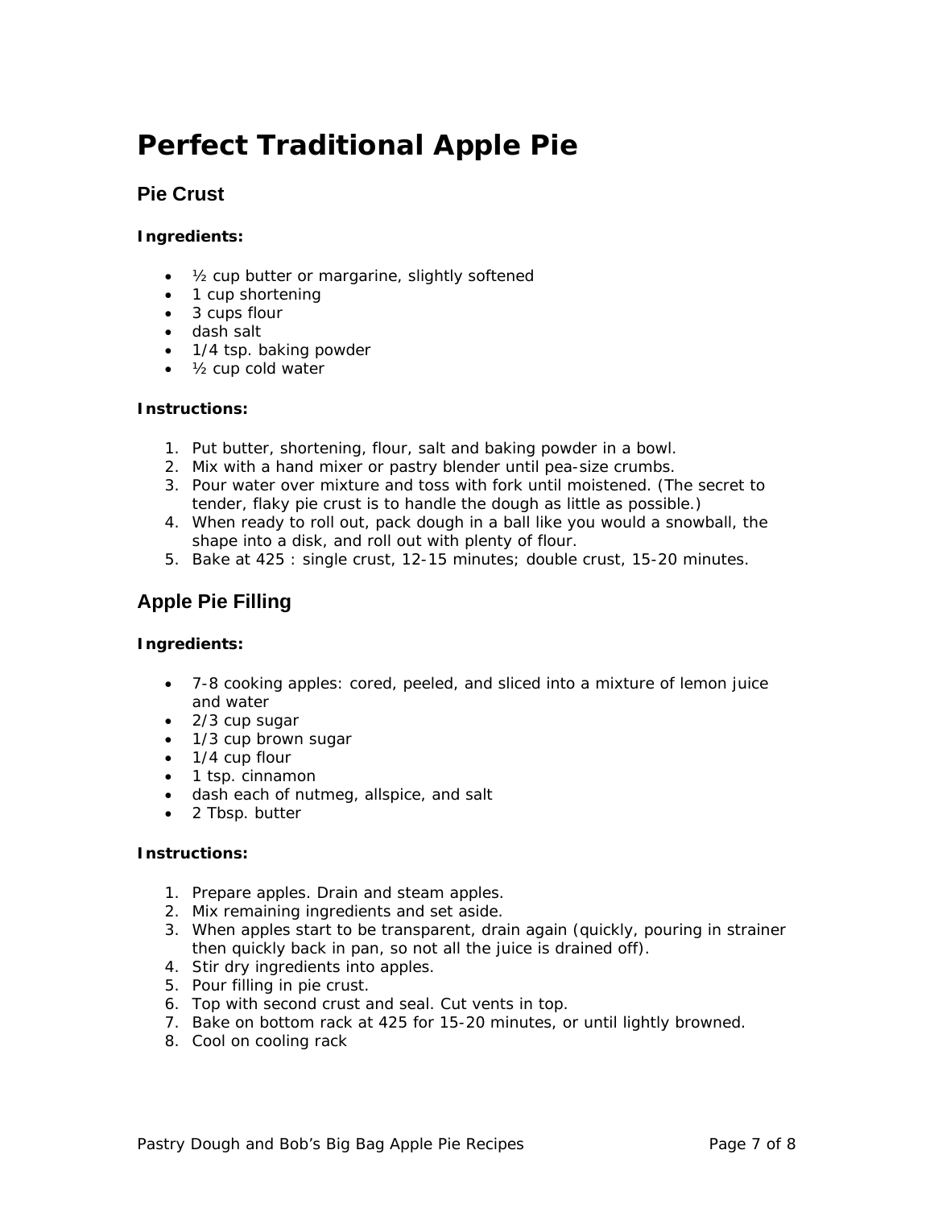# Perfect Traditional Apple Pie

## Pie Crust

**Ingredients:**

- ½ cup butter or margarine, slightly softened
- 1 cup shortening
- 3 cups flour
- dash salt
- 1/4 tsp. baking powder
- ½ cup cold water

**Instructions:**

1. Put butter, shortening, flour, salt and baking powder in a bowl.
2. Mix with a hand mixer or pastry blender until pea-size crumbs.
3. Pour water over mixture and toss with fork until moistened. (The secret to tender, flaky pie crust is to handle the dough as little as possible.)
4. When ready to roll out, pack dough in a ball like you would a snowball, the shape into a disk, and roll out with plenty of flour.
5. Bake at 425 : single crust, 12-15 minutes; double crust, 15-20 minutes.

## Apple Pie Filling

**Ingredients:**

- 7-8 cooking apples: cored, peeled, and sliced into a mixture of lemon juice and water
- 2/3 cup sugar
- 1/3 cup brown sugar
- 1/4 cup flour
- 1 tsp. cinnamon
- dash each of nutmeg, allspice, and salt
- 2 Tbsp. butter

**Instructions:**

1. Prepare apples. Drain and steam apples.
2. Mix remaining ingredients and set aside.
3. When apples start to be transparent, drain again (quickly, pouring in strainer then quickly back in pan, so not all the juice is drained off).
4. Stir dry ingredients into apples.
5. Pour filling in pie crust.
6. Top with second crust and seal. Cut vents in top.
7. Bake on bottom rack at 425 for 15-20 minutes, or until lightly browned.
8. Cool on cooling rack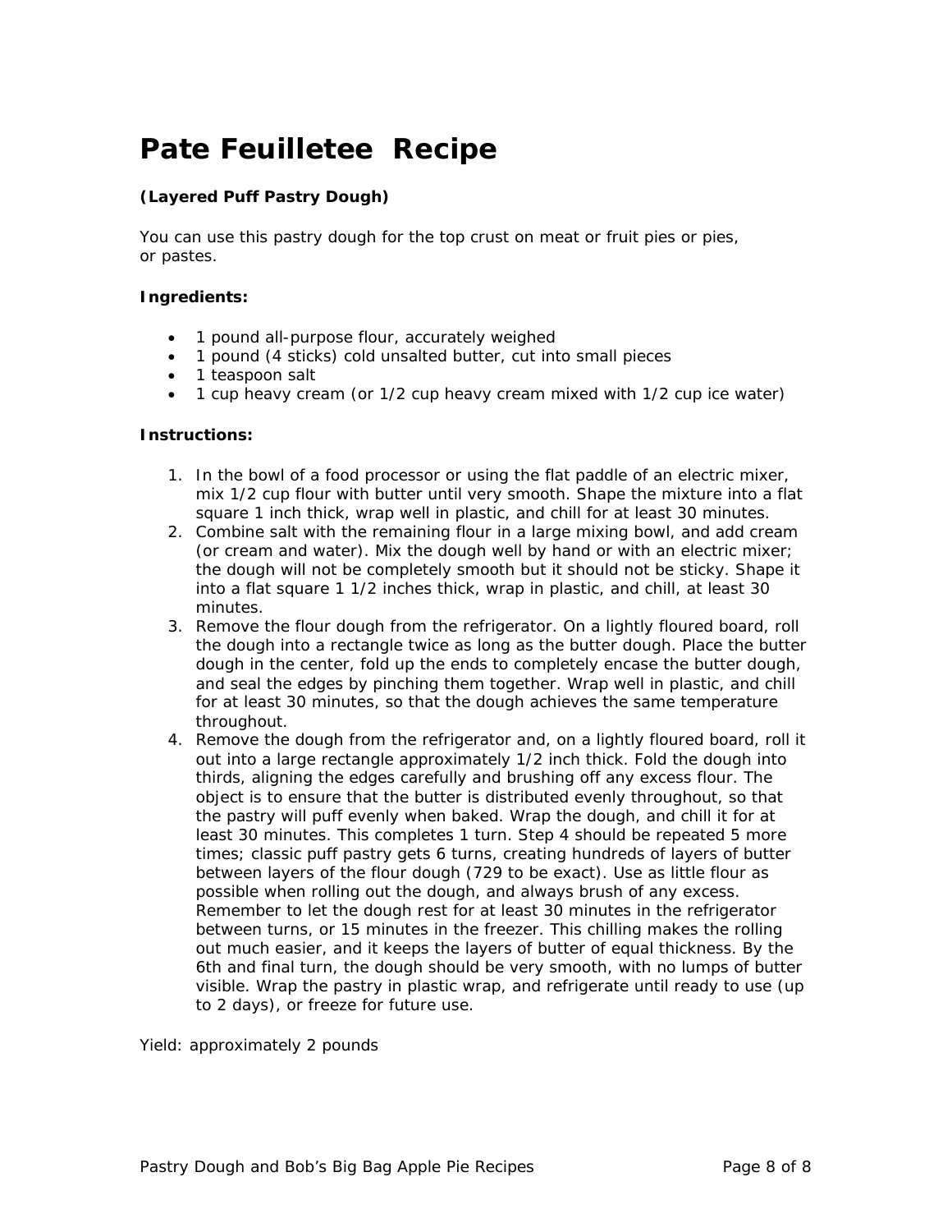# Pate Feuilletee  Recipe

**(Layered Puff Pastry Dough)**

You can use this pastry dough for the top crust on meat or fruit pies or pies, or pastes.

**Ingredients:**

- 1 pound all-purpose flour, accurately weighed
- 1 pound (4 sticks) cold unsalted butter, cut into small pieces
- 1 teaspoon salt
- 1 cup heavy cream (or 1/2 cup heavy cream mixed with 1/2 cup ice water)

**Instructions:**

1. In the bowl of a food processor or using the flat paddle of an electric mixer, mix 1/2 cup flour with butter until very smooth. Shape the mixture into a flat square 1 inch thick, wrap well in plastic, and chill for at least 30 minutes.
2. Combine salt with the remaining flour in a large mixing bowl, and add cream (or cream and water). Mix the dough well by hand or with an electric mixer; the dough will not be completely smooth but it should not be sticky. Shape it into a flat square 1 1/2 inches thick, wrap in plastic, and chill, at least 30 minutes.
3. Remove the flour dough from the refrigerator. On a lightly floured board, roll the dough into a rectangle twice as long as the butter dough. Place the butter dough in the center, fold up the ends to completely encase the butter dough, and seal the edges by pinching them together. Wrap well in plastic, and chill for at least 30 minutes, so that the dough achieves the same temperature throughout.
4. Remove the dough from the refrigerator and, on a lightly floured board, roll it out into a large rectangle approximately 1/2 inch thick. Fold the dough into thirds, aligning the edges carefully and brushing off any excess flour. The object is to ensure that the butter is distributed evenly throughout, so that the pastry will puff evenly when baked. Wrap the dough, and chill it for at least 30 minutes. This completes 1 turn. Step 4 should be repeated 5 more times; classic puff pastry gets 6 turns, creating hundreds of layers of butter between layers of the flour dough (729 to be exact). Use as little flour as possible when rolling out the dough, and always brush of any excess. Remember to let the dough rest for at least 30 minutes in the refrigerator between turns, or 15 minutes in the freezer. This chilling makes the rolling out much easier, and it keeps the layers of butter of equal thickness. By the 6th and final turn, the dough should be very smooth, with no lumps of butter visible. Wrap the pastry in plastic wrap, and refrigerate until ready to use (up to 2 days), or freeze for future use.

Yield: approximately 2 pounds